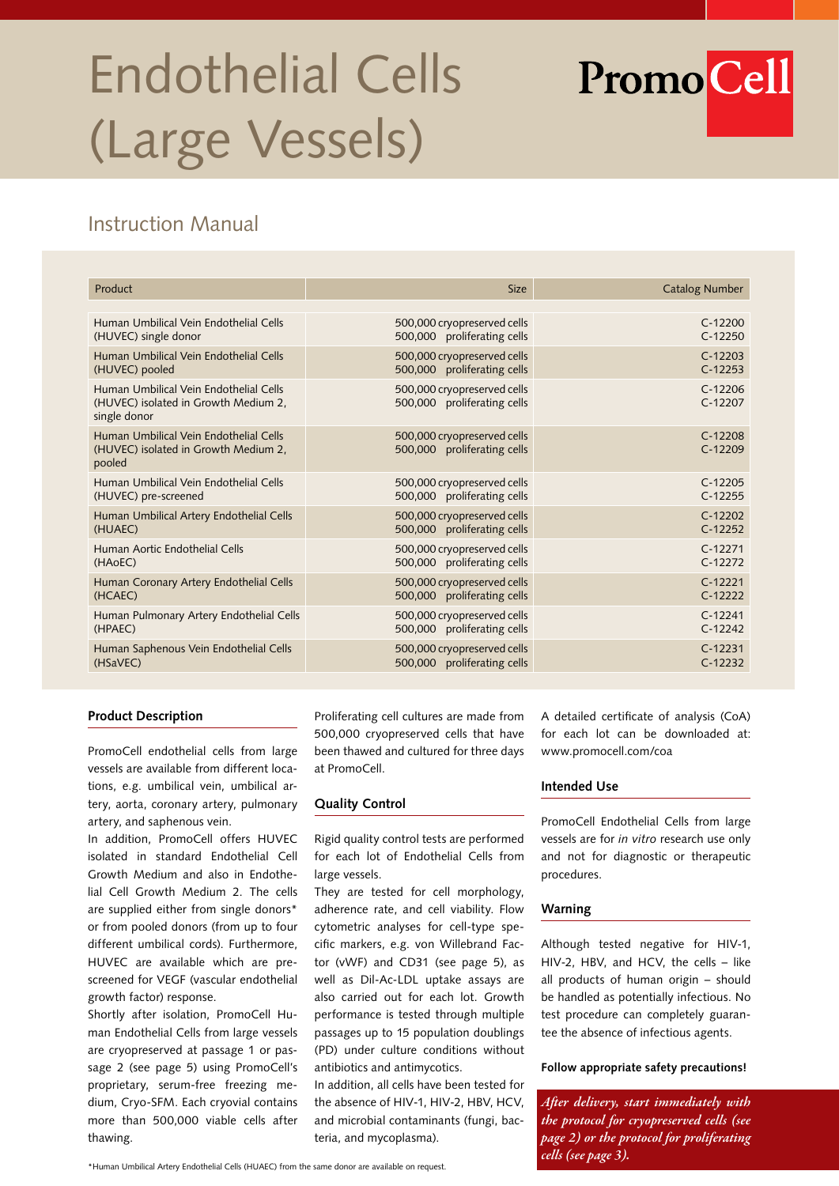# Endothelial Cells (Large Vessels)

PromoCell

## Instruction Manual

| Product | Size | Catalog Number |
|---|---|---|
| Human Umbilical Vein Endothelial Cells (HUVEC) single donor | 500,000 cryopreserved cells<br>500,000 proliferating cells | C-12200<br>C-12250 |
| Human Umbilical Vein Endothelial Cells (HUVEC) pooled | 500,000 cryopreserved cells<br>500,000 proliferating cells | C-12203<br>C-12253 |
| Human Umbilical Vein Endothelial Cells (HUVEC) isolated in Growth Medium 2, single donor | 500,000 cryopreserved cells<br>500,000 proliferating cells | C-12206<br>C-12207 |
| Human Umbilical Vein Endothelial Cells (HUVEC) isolated in Growth Medium 2, pooled | 500,000 cryopreserved cells<br>500,000 proliferating cells | C-12208<br>C-12209 |
| Human Umbilical Vein Endothelial Cells (HUVEC) pre-screened | 500,000 cryopreserved cells<br>500,000 proliferating cells | C-12205<br>C-12255 |
| Human Umbilical Artery Endothelial Cells (HUAEC) | 500,000 cryopreserved cells<br>500,000 proliferating cells | C-12202<br>C-12252 |
| Human Aortic Endothelial Cells (HAoEC) | 500,000 cryopreserved cells<br>500,000 proliferating cells | C-12271<br>C-12272 |
| Human Coronary Artery Endothelial Cells (HCAEC) | 500,000 cryopreserved cells<br>500,000 proliferating cells | C-12221<br>C-12222 |
| Human Pulmonary Artery Endothelial Cells (HPAEC) | 500,000 cryopreserved cells<br>500,000 proliferating cells | C-12241<br>C-12242 |
| Human Saphenous Vein Endothelial Cells (HSaVEC) | 500,000 cryopreserved cells<br>500,000 proliferating cells | C-12231<br>C-12232 |

### Product Description

PromoCell endothelial cells from large vessels are available from different locations, e.g. umbilical vein, umbilical artery, aorta, coronary artery, pulmonary artery, and saphenous vein.
In addition, PromoCell offers HUVEC isolated in standard Endothelial Cell Growth Medium and also in Endothelial Cell Growth Medium 2. The cells are supplied either from single donors* or from pooled donors (from up to four different umbilical cords). Furthermore, HUVEC are available which are pre-screened for VEGF (vascular endothelial growth factor) response.
Shortly after isolation, PromoCell Human Endothelial Cells from large vessels are cryopreserved at passage 1 or passage 2 (see page 5) using PromoCell's proprietary, serum-free freezing medium, Cryo-SFM. Each cryovial contains more than 500,000 viable cells after thawing.
Proliferating cell cultures are made from 500,000 cryopreserved cells that have been thawed and cultured for three days at PromoCell.

### Quality Control

Rigid quality control tests are performed for each lot of Endothelial Cells from large vessels.
They are tested for cell morphology, adherence rate, and cell viability. Flow cytometric analyses for cell-type specific markers, e.g. von Willebrand Factor (vWF) and CD31 (see page 5), as well as Dil-Ac-LDL uptake assays are also carried out for each lot. Growth performance is tested through multiple passages up to 15 population doublings (PD) under culture conditions without antibiotics and antimycotics.
In addition, all cells have been tested for the absence of HIV-1, HIV-2, HBV, HCV, and microbial contaminants (fungi, bacteria, and mycoplasma).

A detailed certificate of analysis (CoA) for each lot can be downloaded at: www.promocell.com/coa

### Intended Use

PromoCell Endothelial Cells from large vessels are for *in vitro* research use only and not for diagnostic or therapeutic procedures.

### Warning

Although tested negative for HIV-1, HIV-2, HBV, and HCV, the cells – like all products of human origin – should be handled as potentially infectious. No test procedure can completely guarantee the absence of infectious agents.

**Follow appropriate safety precautions!**

***After delivery, start immediately with the protocol for cryopreserved cells (see page 2) or the protocol for proliferating cells (see page 3).***

*Human Umbilical Artery Endothelial Cells (HUAEC) from the same donor are available on request.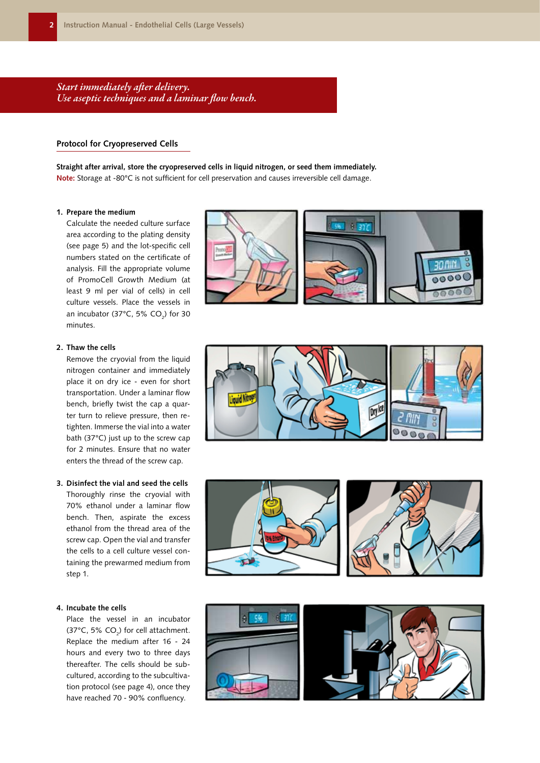*Start immediately after delivery.*
*Use aseptic techniques and a laminar flow bench.*

## Protocol for Cryopreserved Cells

**Straight after arrival, store the cryopreserved cells in liquid nitrogen, or seed them immediately.**
**Note:** Storage at -80°C is not sufficient for cell preservation and causes irreversible cell damage.

**1. Prepare the medium**
Calculate the needed culture surface area according to the plating density (see page 5) and the lot-specific cell numbers stated on the certificate of analysis. Fill the appropriate volume of PromoCell Growth Medium (at least 9 ml per vial of cells) in cell culture vessels. Place the vessels in an incubator (37°C, 5% $CO_2$) for 30 minutes.

**2. Thaw the cells**
Remove the cryovial from the liquid nitrogen container and immediately place it on dry ice - even for short transportation. Under a laminar flow bench, briefly twist the cap a quarter turn to relieve pressure, then retighten. Immerse the vial into a water bath (37°C) just up to the screw cap for 2 minutes. Ensure that no water enters the thread of the screw cap.

**3. Disinfect the vial and seed the cells**
Thoroughly rinse the cryovial with 70% ethanol under a laminar flow bench. Then, aspirate the excess ethanol from the thread area of the screw cap. Open the vial and transfer the cells to a cell culture vessel containing the prewarmed medium from step 1.

**4. Incubate the cells**
Place the vessel in an incubator (37°C, 5% $CO_2$) for cell attachment. Replace the medium after 16 - 24 hours and every two to three days thereafter. The cells should be subcultured, according to the subcultivation protocol (see page 4), once they have reached 70 - 90% confluency.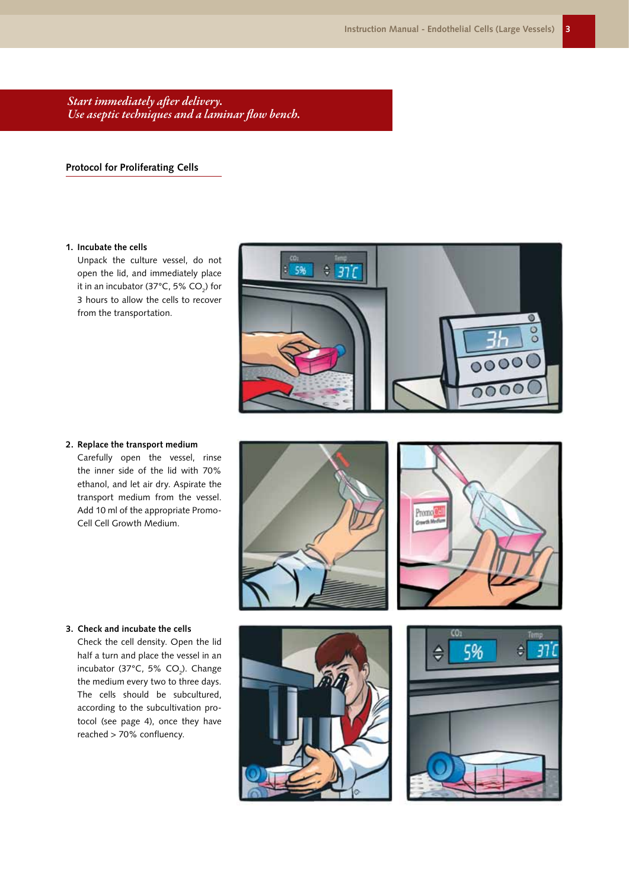*Start immediately after delivery.*
*Use aseptic techniques and a laminar flow bench.*

## Protocol for Proliferating Cells

**1. Incubate the cells**

Unpack the culture vessel, do not open the lid, and immediately place it in an incubator (37°C, 5% $CO_2$) for 3 hours to allow the cells to recover from the transportation.

**2. Replace the transport medium**

Carefully open the vessel, rinse the inner side of the lid with 70% ethanol, and let air dry. Aspirate the transport medium from the vessel. Add 10 ml of the appropriate PromoCell Cell Growth Medium.

**3. Check and incubate the cells**

Check the cell density. Open the lid half a turn and place the vessel in an incubator (37°C, 5% $CO_2$). Change the medium every two to three days. The cells should be subcultured, according to the subcultivation protocol (see page 4), once they have reached > 70% confluency.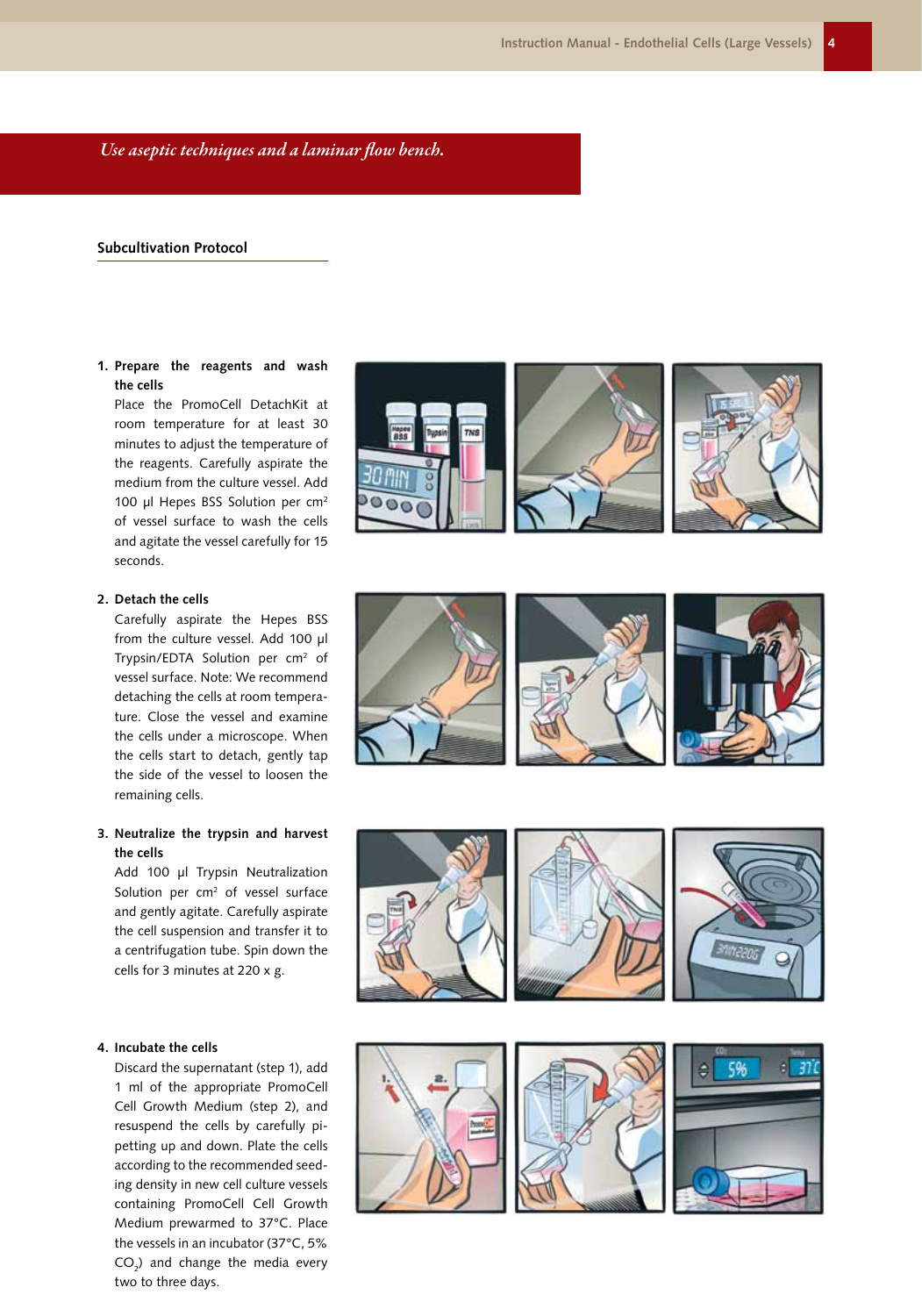*Use aseptic techniques and a laminar flow bench.*

## Subcultivation Protocol

1. **Prepare the reagents and wash the cells**
   Place the PromoCell DetachKit at room temperature for at least 30 minutes to adjust the temperature of the reagents. Carefully aspirate the medium from the culture vessel. Add 100 µl Hepes BSS Solution per $cm^2$ of vessel surface to wash the cells and agitate the vessel carefully for 15 seconds.

2. **Detach the cells**
   Carefully aspirate the Hepes BSS from the culture vessel. Add 100 µl Trypsin/EDTA Solution per $cm^2$ of vessel surface. Note: We recommend detaching the cells at room temperature. Close the vessel and examine the cells under a microscope. When the cells start to detach, gently tap the side of the vessel to loosen the remaining cells.

3. **Neutralize the trypsin and harvest the cells**
   Add 100 µl Trypsin Neutralization Solution per $cm^2$ of vessel surface and gently agitate. Carefully aspirate the cell suspension and transfer it to a centrifugation tube. Spin down the cells for 3 minutes at 220 x g.

4. **Incubate the cells**
   Discard the supernatant (step 1), add 1 ml of the appropriate PromoCell Cell Growth Medium (step 2), and resuspend the cells by carefully pipetting up and down. Plate the cells according to the recommended seeding density in new cell culture vessels containing PromoCell Cell Growth Medium prewarmed to 37°C. Place the vessels in an incubator (37°C, 5% $CO_2$) and change the media every two to three days.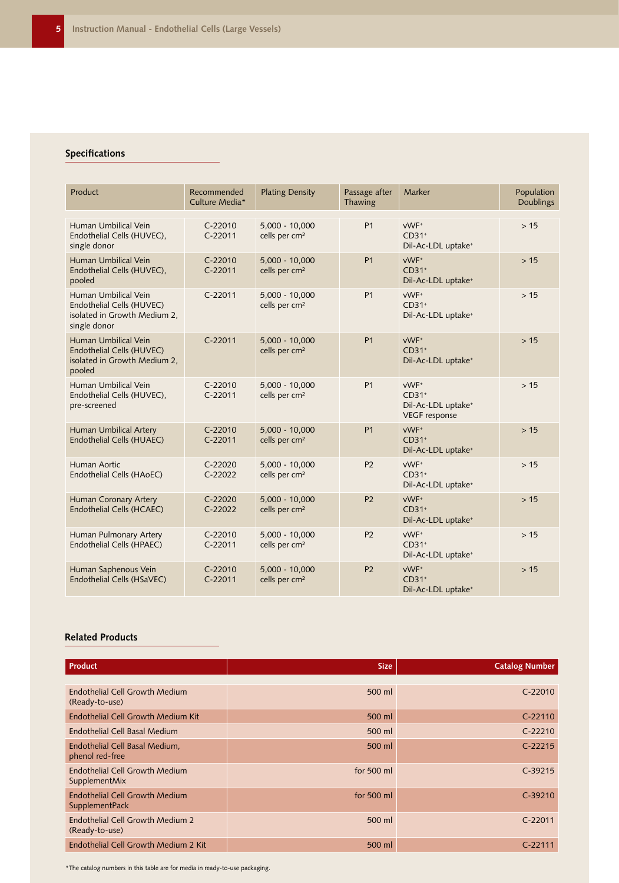## Specifications

| Product | Recommended Culture Media* | Plating Density | Passage after Thawing | Marker | Population Doublings |
|---|---|---|---|---|---|
| Human Umbilical Vein Endothelial Cells (HUVEC), single donor | C-22010<br>C-22011 | 5,000 - 10,000 cells per cm² | P1 | vWF⁺<br>CD31⁺<br>Dil-Ac-LDL uptake⁺ | > 15 |
| Human Umbilical Vein Endothelial Cells (HUVEC), pooled | C-22010<br>C-22011 | 5,000 - 10,000 cells per cm² | P1 | vWF⁺<br>CD31⁺<br>Dil-Ac-LDL uptake⁺ | > 15 |
| Human Umbilical Vein Endothelial Cells (HUVEC) isolated in Growth Medium 2, single donor | C-22011 | 5,000 - 10,000 cells per cm² | P1 | vWF⁺<br>CD31⁺<br>Dil-Ac-LDL uptake⁺ | > 15 |
| Human Umbilical Vein Endothelial Cells (HUVEC) isolated in Growth Medium 2, pooled | C-22011 | 5,000 - 10,000 cells per cm² | P1 | vWF⁺<br>CD31⁺<br>Dil-Ac-LDL uptake⁺ | > 15 |
| Human Umbilical Vein Endothelial Cells (HUVEC), pre-screened | C-22010<br>C-22011 | 5,000 - 10,000 cells per cm² | P1 | vWF⁺<br>CD31⁺<br>Dil-Ac-LDL uptake⁺<br>VEGF response | > 15 |
| Human Umbilical Artery Endothelial Cells (HUAEC) | C-22010<br>C-22011 | 5,000 - 10,000 cells per cm² | P1 | vWF⁺<br>CD31⁺<br>Dil-Ac-LDL uptake⁺ | > 15 |
| Human Aortic Endothelial Cells (HAoEC) | C-22020<br>C-22022 | 5,000 - 10,000 cells per cm² | P2 | vWF⁺<br>CD31⁺<br>Dil-Ac-LDL uptake⁺ | > 15 |
| Human Coronary Artery Endothelial Cells (HCAEC) | C-22020<br>C-22022 | 5,000 - 10,000 cells per cm² | P2 | vWF⁺<br>CD31⁺<br>Dil-Ac-LDL uptake⁺ | > 15 |
| Human Pulmonary Artery Endothelial Cells (HPAEC) | C-22010<br>C-22011 | 5,000 - 10,000 cells per cm² | P2 | vWF⁺<br>CD31⁺<br>Dil-Ac-LDL uptake⁺ | > 15 |
| Human Saphenous Vein Endothelial Cells (HSaVEC) | C-22010<br>C-22011 | 5,000 - 10,000 cells per cm² | P2 | vWF⁺<br>CD31⁺<br>Dil-Ac-LDL uptake⁺ | > 15 |

## Related Products

| Product | Size | Catalog Number |
|---|---|---|
| Endothelial Cell Growth Medium (Ready-to-use) | 500 ml | C-22010 |
| Endothelial Cell Growth Medium Kit | 500 ml | C-22110 |
| Endothelial Cell Basal Medium | 500 ml | C-22210 |
| Endothelial Cell Basal Medium, phenol red-free | 500 ml | C-22215 |
| Endothelial Cell Growth Medium SupplementMix | for 500 ml | C-39215 |
| Endothelial Cell Growth Medium SupplementPack | for 500 ml | C-39210 |
| Endothelial Cell Growth Medium 2 (Ready-to-use) | 500 ml | C-22011 |
| Endothelial Cell Growth Medium 2 Kit | 500 ml | C-22111 |

*The catalog numbers in this table are for media in ready-to-use packaging.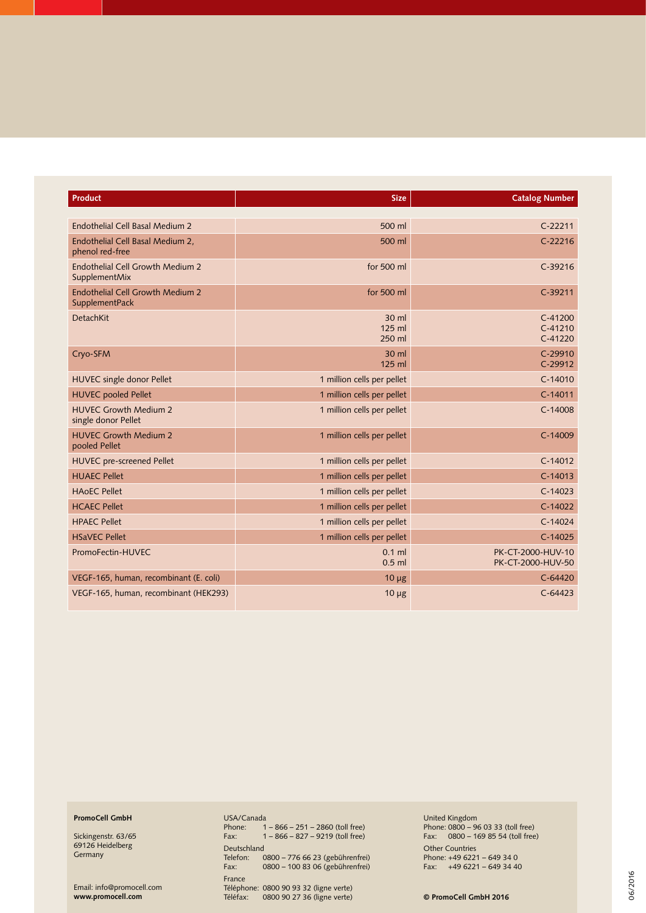| Product | Size | Catalog Number |
|---|---|---|
| Endothelial Cell Basal Medium 2 | 500 ml | C-22211 |
| Endothelial Cell Basal Medium 2, phenol red-free | 500 ml | C-22216 |
| Endothelial Cell Growth Medium 2 SupplementMix | for 500 ml | C-39216 |
| Endothelial Cell Growth Medium 2 SupplementPack | for 500 ml | C-39211 |
| DetachKit | 30 ml<br>125 ml<br>250 ml | C-41200<br>C-41210<br>C-41220 |
| Cryo-SFM | 30 ml<br>125 ml | C-29910<br>C-29912 |
| HUVEC single donor Pellet | 1 million cells per pellet | C-14010 |
| HUVEC pooled Pellet | 1 million cells per pellet | C-14011 |
| HUVEC Growth Medium 2 single donor Pellet | 1 million cells per pellet | C-14008 |
| HUVEC Growth Medium 2 pooled Pellet | 1 million cells per pellet | C-14009 |
| HUVEC pre-screened Pellet | 1 million cells per pellet | C-14012 |
| HUAEC Pellet | 1 million cells per pellet | C-14013 |
| HAoEC Pellet | 1 million cells per pellet | C-14023 |
| HCAEC Pellet | 1 million cells per pellet | C-14022 |
| HPAEC Pellet | 1 million cells per pellet | C-14024 |
| HSaVEC Pellet | 1 million cells per pellet | C-14025 |
| PromoFectin-HUVEC | 0.1 ml<br>0.5 ml | PK-CT-2000-HUV-10<br>PK-CT-2000-HUV-50 |
| VEGF-165, human, recombinant (E. coli) | 10 µg | C-64420 |
| VEGF-165, human, recombinant (HEK293) | 10 µg | C-64423 |

**PromoCell GmbH**

Sickingenstr. 63/65
69126 Heidelberg
Germany

Email: info@promocell.com
**www.promocell.com**

USA/Canada
Phone: 1 – 866 – 251 – 2860 (toll free)
Fax: 1 – 866 – 827 – 9219 (toll free)

Deutschland
Telefon: 0800 – 776 66 23 (gebührenfrei)
Fax: 0800 – 100 83 06 (gebührenfrei)

France
Téléphone: 0800 90 93 32 (ligne verte)
Téléfax: 0800 90 27 36 (ligne verte)

United Kingdom
Phone: 0800 – 96 03 33 (toll free)
Fax: 0800 – 169 85 54 (toll free)

Other Countries
Phone: +49 6221 – 649 34 0
Fax: +49 6221 – 649 34 40

**© PromoCell GmbH 2016**

06/2016